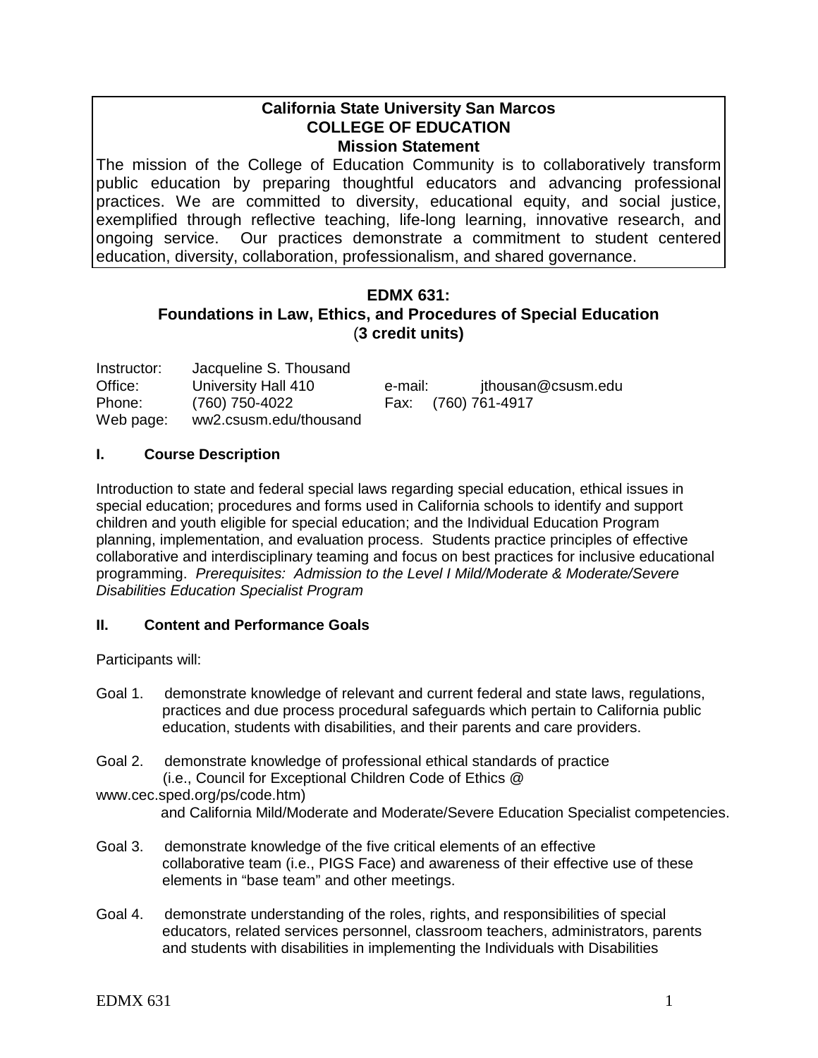**California State University San Marcos**
**COLLEGE OF EDUCATION**
**Mission Statement**

The mission of the College of Education Community is to collaboratively transform public education by preparing thoughtful educators and advancing professional practices. We are committed to diversity, educational equity, and social justice, exemplified through reflective teaching, life-long learning, innovative research, and ongoing service. Our practices demonstrate a commitment to student centered education, diversity, collaboration, professionalism, and shared governance.

# EDMX 631: Foundations in Law, Ethics, and Procedures of Special Education (3 credit units)

| | | | |
|---|---|---|---|
| Instructor: | Jacqueline S. Thousand | | |
| Office: | University Hall 410 | e-mail: | jthousan@csusm.edu |
| Phone: | (760) 750-4022 | Fax: | (760) 761-4917 |
| Web page: | ww2.csusm.edu/thousand | | |

## I. Course Description

Introduction to state and federal special laws regarding special education, ethical issues in special education; procedures and forms used in California schools to identify and support children and youth eligible for special education; and the Individual Education Program planning, implementation, and evaluation process. Students practice principles of effective collaborative and interdisciplinary teaming and focus on best practices for inclusive educational programming. *Prerequisites: Admission to the Level I Mild/Moderate & Moderate/Severe Disabilities Education Specialist Program*

## II. Content and Performance Goals

Participants will:

Goal 1. demonstrate knowledge of relevant and current federal and state laws, regulations, practices and due process procedural safeguards which pertain to California public education, students with disabilities, and their parents and care providers.

Goal 2. demonstrate knowledge of professional ethical standards of practice (i.e., Council for Exceptional Children Code of Ethics @ www.cec.sped.org/ps/code.htm) and California Mild/Moderate and Moderate/Severe Education Specialist competencies.

Goal 3. demonstrate knowledge of the five critical elements of an effective collaborative team (i.e., PIGS Face) and awareness of their effective use of these elements in "base team" and other meetings.

Goal 4. demonstrate understanding of the roles, rights, and responsibilities of special educators, related services personnel, classroom teachers, administrators, parents and students with disabilities in implementing the Individuals with Disabilities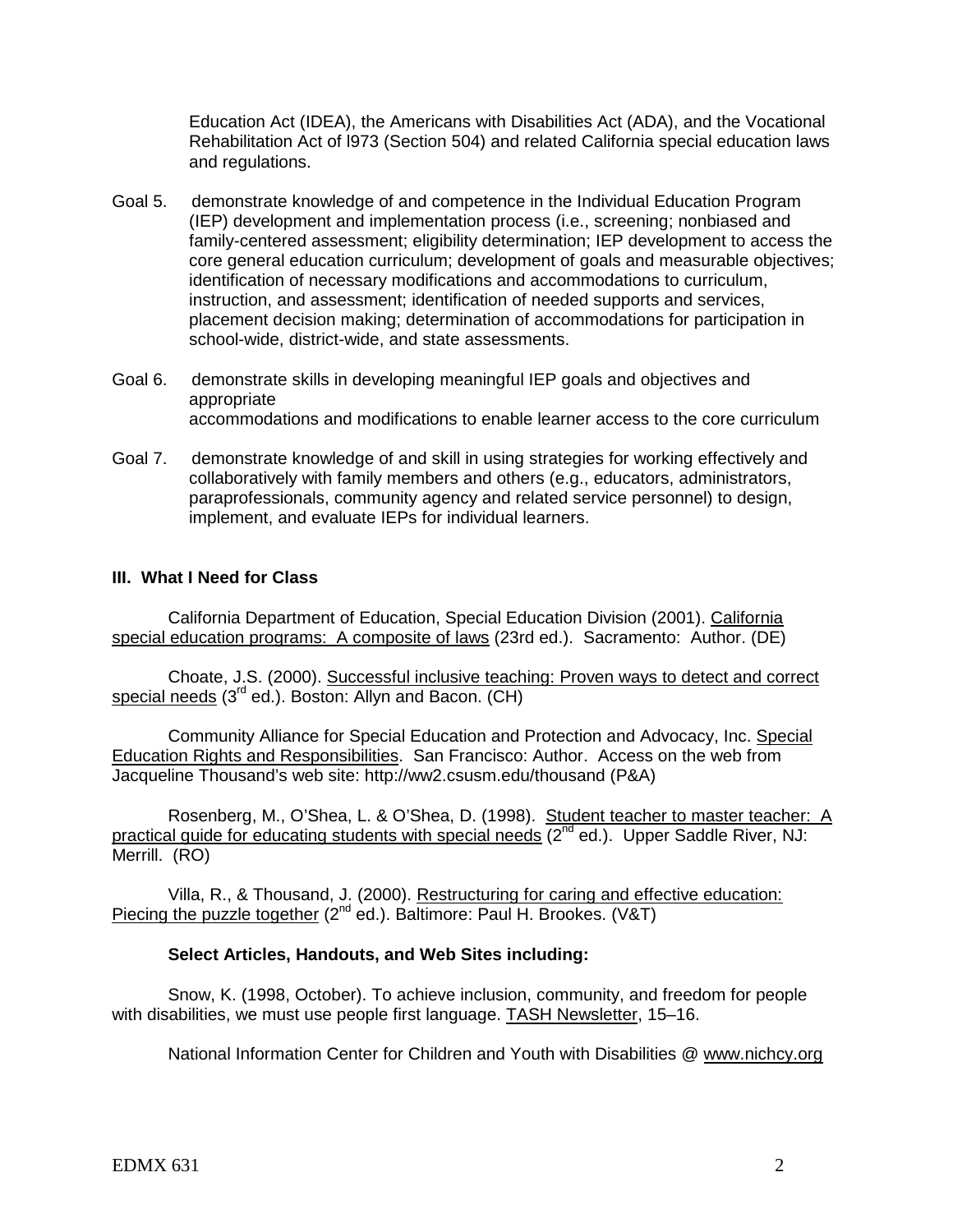Education Act (IDEA), the Americans with Disabilities Act (ADA), and the Vocational Rehabilitation Act of l973 (Section 504) and related California special education laws and regulations.

Goal 5. demonstrate knowledge of and competence in the Individual Education Program (IEP) development and implementation process (i.e., screening; nonbiased and family-centered assessment; eligibility determination; IEP development to access the core general education curriculum; development of goals and measurable objectives; identification of necessary modifications and accommodations to curriculum, instruction, and assessment; identification of needed supports and services, placement decision making; determination of accommodations for participation in school-wide, district-wide, and state assessments.

Goal 6. demonstrate skills in developing meaningful IEP goals and objectives and appropriate accommodations and modifications to enable learner access to the core curriculum

Goal 7. demonstrate knowledge of and skill in using strategies for working effectively and collaboratively with family members and others (e.g., educators, administrators, paraprofessionals, community agency and related service personnel) to design, implement, and evaluate IEPs for individual learners.

### III. What I Need for Class

California Department of Education, Special Education Division (2001). California special education programs: A composite of laws (23rd ed.). Sacramento: Author. (DE)

Choate, J.S. (2000). Successful inclusive teaching: Proven ways to detect and correct special needs (3rd ed.). Boston: Allyn and Bacon. (CH)

Community Alliance for Special Education and Protection and Advocacy, Inc. Special Education Rights and Responsibilities. San Francisco: Author. Access on the web from Jacqueline Thousand's web site: http://ww2.csusm.edu/thousand (P&A)

Rosenberg, M., O'Shea, L. & O'Shea, D. (1998). Student teacher to master teacher: A practical guide for educating students with special needs (2nd ed.). Upper Saddle River, NJ: Merrill. (RO)

Villa, R., & Thousand, J. (2000). Restructuring for caring and effective education: Piecing the puzzle together (2nd ed.). Baltimore: Paul H. Brookes. (V&T)

**Select Articles, Handouts, and Web Sites including:**

Snow, K. (1998, October). To achieve inclusion, community, and freedom for people with disabilities, we must use people first language. TASH Newsletter, 15–16.

National Information Center for Children and Youth with Disabilities @ www.nichcy.org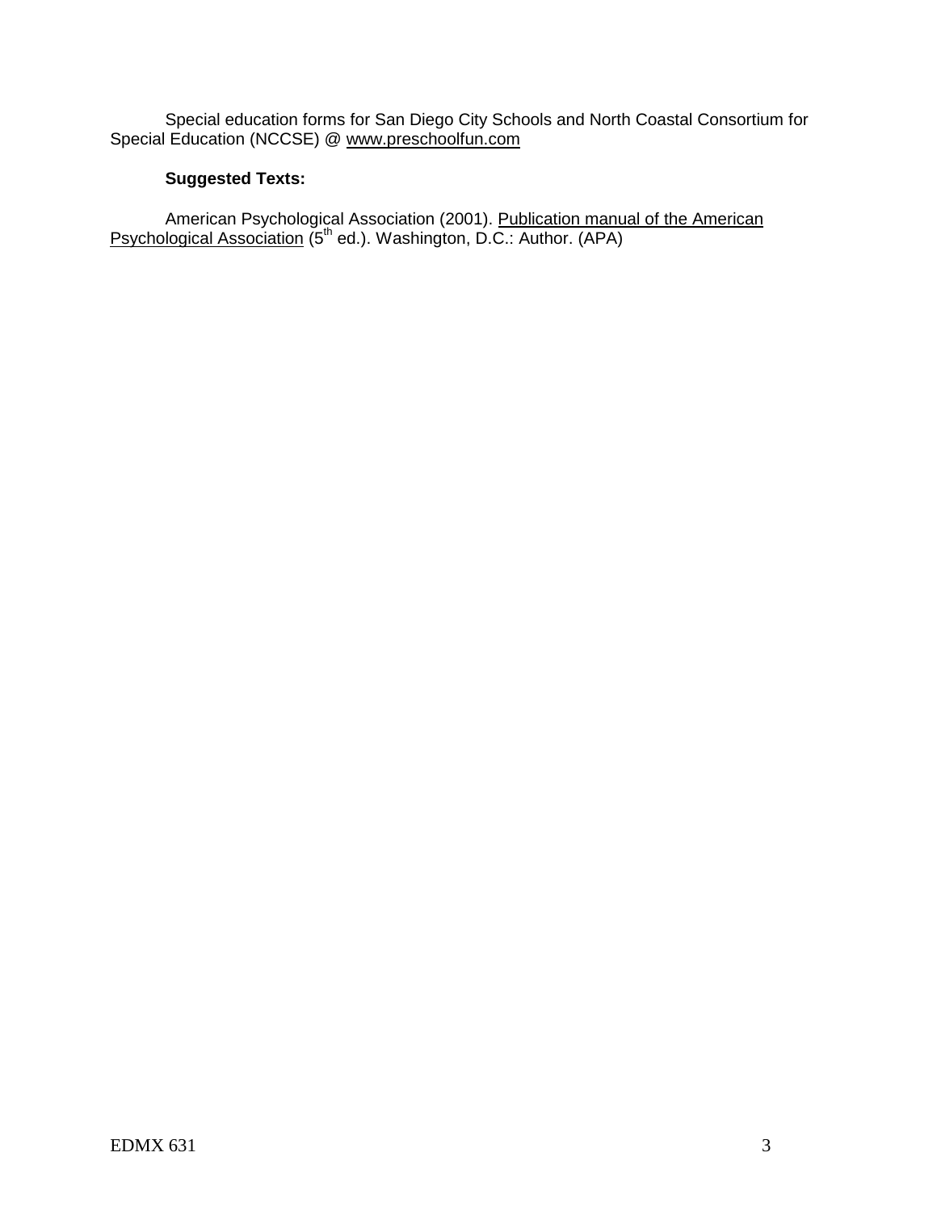Special education forms for San Diego City Schools and North Coastal Consortium for Special Education (NCCSE) @ www.preschoolfun.com

**Suggested Texts:**

American Psychological Association (2001). Publication manual of the American Psychological Association ($5^{th}$ ed.). Washington, D.C.: Author. (APA)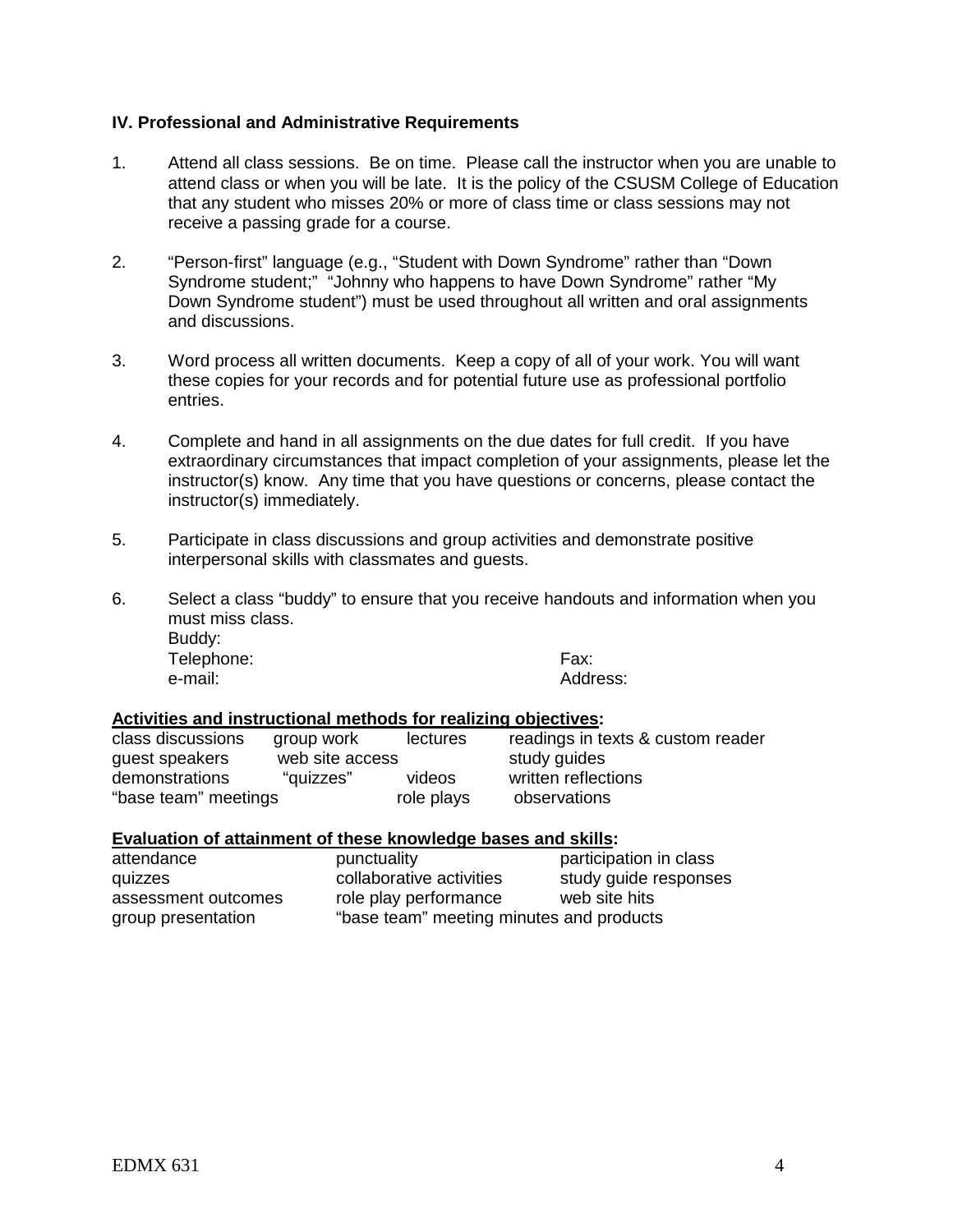### IV. Professional and Administrative Requirements

1. Attend all class sessions. Be on time. Please call the instructor when you are unable to attend class or when you will be late. It is the policy of the CSUSM College of Education that any student who misses 20% or more of class time or class sessions may not receive a passing grade for a course.

2. "Person-first" language (e.g., "Student with Down Syndrome" rather than "Down Syndrome student;" "Johnny who happens to have Down Syndrome" rather "My Down Syndrome student") must be used throughout all written and oral assignments and discussions.

3. Word process all written documents. Keep a copy of all of your work. You will want these copies for your records and for potential future use as professional portfolio entries.

4. Complete and hand in all assignments on the due dates for full credit. If you have extraordinary circumstances that impact completion of your assignments, please let the instructor(s) know. Any time that you have questions or concerns, please contact the instructor(s) immediately.

5. Participate in class discussions and group activities and demonstrate positive interpersonal skills with classmates and guests.

6. Select a class "buddy" to ensure that you receive handouts and information when you must miss class.
   Buddy:
   Telephone: Fax:
   e-mail: Address:

**Activities and instructional methods for realizing objectives:**

| | | | |
|---|---|---|---|
| class discussions | group work | lectures | readings in texts & custom reader |
| guest speakers | web site access | | study guides |
| demonstrations | "quizzes" | videos | written reflections |
| "base team" meetings | | role plays | observations |

**Evaluation of attainment of these knowledge bases and skills:**

| | | |
|---|---|---|
| attendance | punctuality | participation in class |
| quizzes | collaborative activities | study guide responses |
| assessment outcomes | role play performance | web site hits |
| group presentation | "base team" meeting minutes and products | |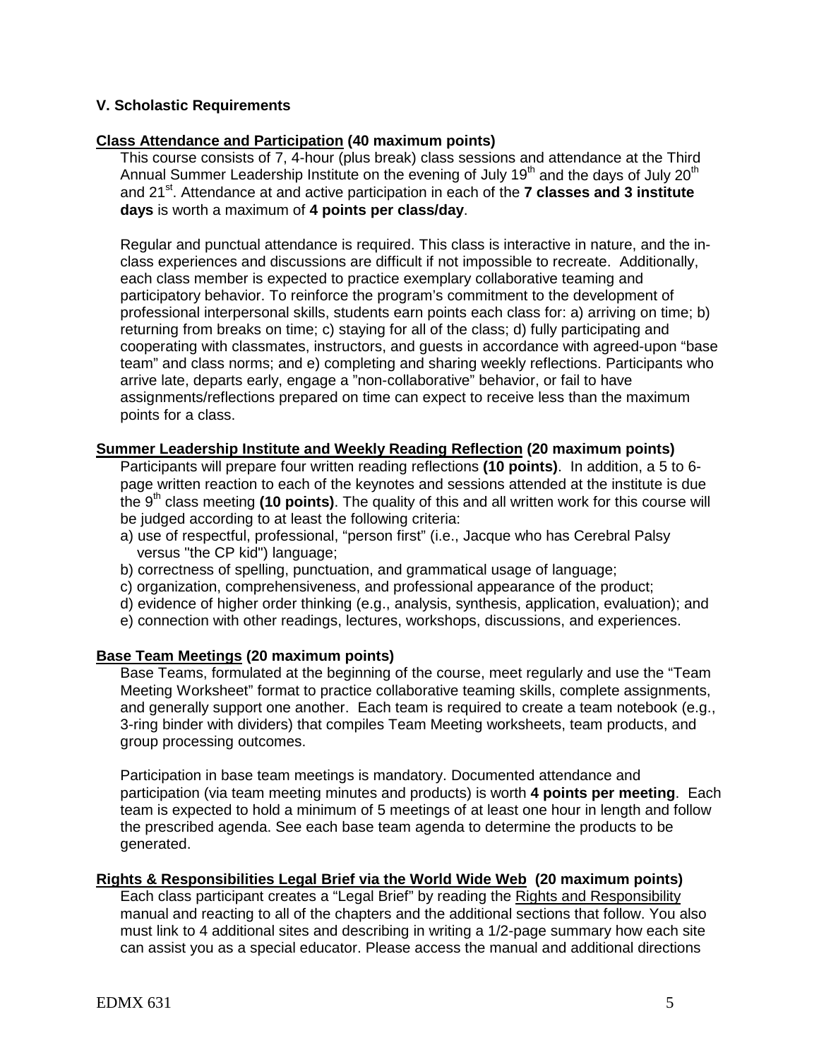### V. Scholastic Requirements

**Class Attendance and Participation (40 maximum points)**

This course consists of 7, 4-hour (plus break) class sessions and attendance at the Third Annual Summer Leadership Institute on the evening of July 19th and the days of July 20th and 21st. Attendance at and active participation in each of the **7 classes and 3 institute days** is worth a maximum of **4 points per class/day**.

Regular and punctual attendance is required. This class is interactive in nature, and the in-class experiences and discussions are difficult if not impossible to recreate. Additionally, each class member is expected to practice exemplary collaborative teaming and participatory behavior. To reinforce the program's commitment to the development of professional interpersonal skills, students earn points each class for: a) arriving on time; b) returning from breaks on time; c) staying for all of the class; d) fully participating and cooperating with classmates, instructors, and guests in accordance with agreed-upon "base team" and class norms; and e) completing and sharing weekly reflections. Participants who arrive late, departs early, engage a "non-collaborative" behavior, or fail to have assignments/reflections prepared on time can expect to receive less than the maximum points for a class.

**Summer Leadership Institute and Weekly Reading Reflection (20 maximum points)**

Participants will prepare four written reading reflections **(10 points)**. In addition, a 5 to 6-page written reaction to each of the keynotes and sessions attended at the institute is due the 9th class meeting **(10 points)**. The quality of this and all written work for this course will be judged according to at least the following criteria:

a) use of respectful, professional, "person first" (i.e., Jacque who has Cerebral Palsy versus "the CP kid") language;
b) correctness of spelling, punctuation, and grammatical usage of language;
c) organization, comprehensiveness, and professional appearance of the product;
d) evidence of higher order thinking (e.g., analysis, synthesis, application, evaluation); and
e) connection with other readings, lectures, workshops, discussions, and experiences.

**Base Team Meetings (20 maximum points)**

Base Teams, formulated at the beginning of the course, meet regularly and use the "Team Meeting Worksheet" format to practice collaborative teaming skills, complete assignments, and generally support one another. Each team is required to create a team notebook (e.g., 3-ring binder with dividers) that compiles Team Meeting worksheets, team products, and group processing outcomes.

Participation in base team meetings is mandatory. Documented attendance and participation (via team meeting minutes and products) is worth **4 points per meeting**. Each team is expected to hold a minimum of 5 meetings of at least one hour in length and follow the prescribed agenda. See each base team agenda to determine the products to be generated.

**Rights & Responsibilities Legal Brief via the World Wide Web (20 maximum points)**

Each class participant creates a "Legal Brief" by reading the Rights and Responsibility manual and reacting to all of the chapters and the additional sections that follow. You also must link to 4 additional sites and describing in writing a 1/2-page summary how each site can assist you as a special educator. Please access the manual and additional directions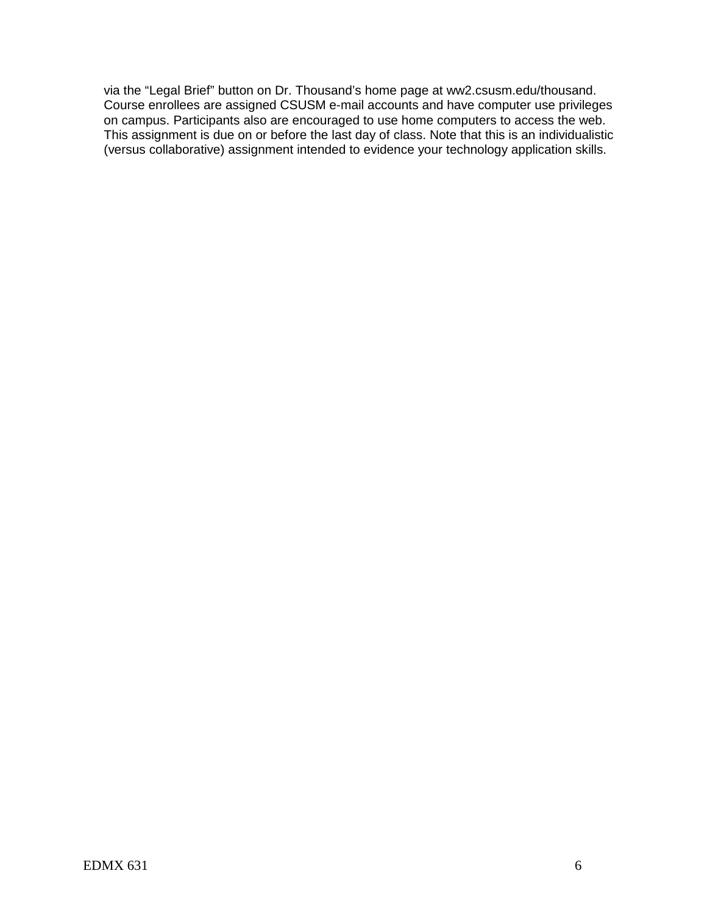via the “Legal Brief” button on Dr. Thousand’s home page at ww2.csusm.edu/thousand. Course enrollees are assigned CSUSM e-mail accounts and have computer use privileges on campus. Participants also are encouraged to use home computers to access the web. This assignment is due on or before the last day of class. Note that this is an individualistic (versus collaborative) assignment intended to evidence your technology application skills.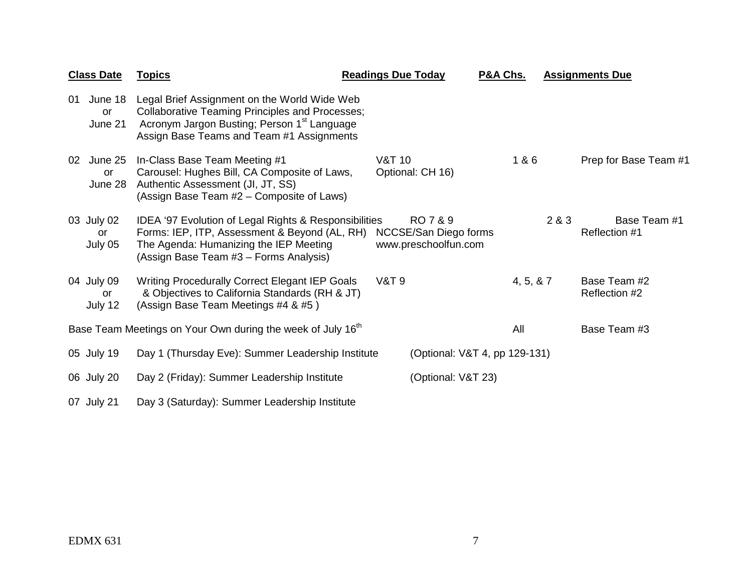| Class Date | Topics | Readings Due Today | P&A Chs. | Assignments Due |
|---|---|---|---|---|
| 01 June 18 or June 21 | Legal Brief Assignment on the World Wide Web<br>Collaborative Teaming Principles and Processes;<br>Acronym Jargon Busting; Person 1st Language<br>Assign Base Teams and Team #1 Assignments | | | |
| 02 June 25 or June 28 | In-Class Base Team Meeting #1<br>Carousel: Hughes Bill, CA Composite of Laws,<br>Authentic Assessment (JI, JT, SS)<br>(Assign Base Team #2 – Composite of Laws) | V&T 10<br>Optional: CH 16) | 1 & 6 | Prep for Base Team #1 |
| 03 July 02 or July 05 | IDEA '97 Evolution of Legal Rights & Responsibilities<br>Forms: IEP, ITP, Assessment & Beyond (AL, RH)<br>The Agenda: Humanizing the IEP Meeting<br>(Assign Base Team #3 – Forms Analysis) | RO 7 & 9<br>NCCSE/San Diego forms<br>www.preschoolfun.com | 2 & 3 | Base Team #1<br>Reflection #1 |
| 04 July 09 or July 12 | Writing Procedurally Correct Elegant IEP Goals & Objectives to California Standards (RH & JT)<br>(Assign Base Team Meetings #4 & #5 ) | V&T 9 | 4, 5, & 7 | Base Team #2<br>Reflection #2 |
| Base Team Meetings on Your Own during the week of July 16th | | | All | Base Team #3 |
| 05 July 19 | Day 1 (Thursday Eve): Summer Leadership Institute | (Optional: V&T 4, pp 129-131) | | |
| 06 July 20 | Day 2 (Friday): Summer Leadership Institute | (Optional: V&T 23) | | |
| 07 July 21 | Day 3 (Saturday): Summer Leadership Institute | | | |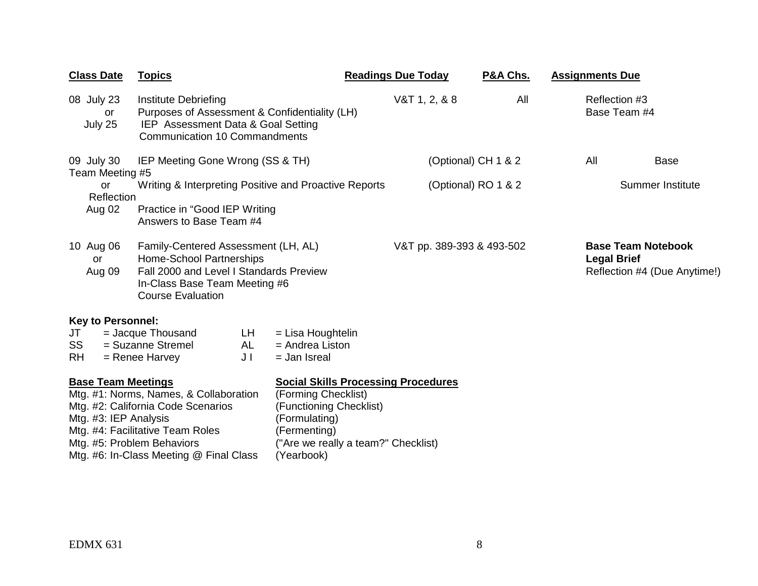| Class Date | Topics | Readings Due Today | P&A Chs. | Assignments Due |
|---|---|---|---|---|
| 08 July 23 or July 25 | Institute Debriefing<br>Purposes of Assessment & Confidentiality (LH)<br>IEP Assessment Data & Goal Setting<br>Communication 10 Commandments | V&T 1, 2, & 8 | All | Reflection #3<br>Base Team #4 |
| 09 July 30 or Aug 02 | IEP Meeting Gone Wrong (SS & TH)<br>Writing & Interpreting Positive and Proactive Reports<br>Practice in "Good IEP Writing<br>Answers to Base Team #4 | (Optional) CH 1 & 2<br>(Optional) RO 1 & 2 | All | Base Team Meeting #5<br>Summer Institute Reflection |
| 10 Aug 06 or Aug 09 | Family-Centered Assessment (LH, AL)<br>Home-School Partnerships<br>Fall 2000 and Level I Standards Preview<br>In-Class Base Team Meeting #6<br>Course Evaluation | V&T pp. 389-393 & 493-502 | | **Base Team Notebook**<br>**Legal Brief**<br>Reflection #4 (Due Anytime!) |

**Key to Personnel:**

| | | | |
|---|---|---|---|
| JT | = Jacque Thousand | LH | = Lisa Houghtelin |
| SS | = Suzanne Stremel | AL | = Andrea Liston |
| RH | = Renee Harvey | J I | = Jan Isreal |

| Base Team Meetings | Social Skills Processing Procedures |
|---|---|
| Mtg. #1: Norms, Names, & Collaboration | (Forming Checklist) |
| Mtg. #2: California Code Scenarios | (Functioning Checklist) |
| Mtg. #3: IEP Analysis | (Formulating) |
| Mtg. #4: Facilitative Team Roles | (Fermenting) |
| Mtg. #5: Problem Behaviors | ("Are we really a team?" Checklist) |
| Mtg. #6: In-Class Meeting @ Final Class | (Yearbook) |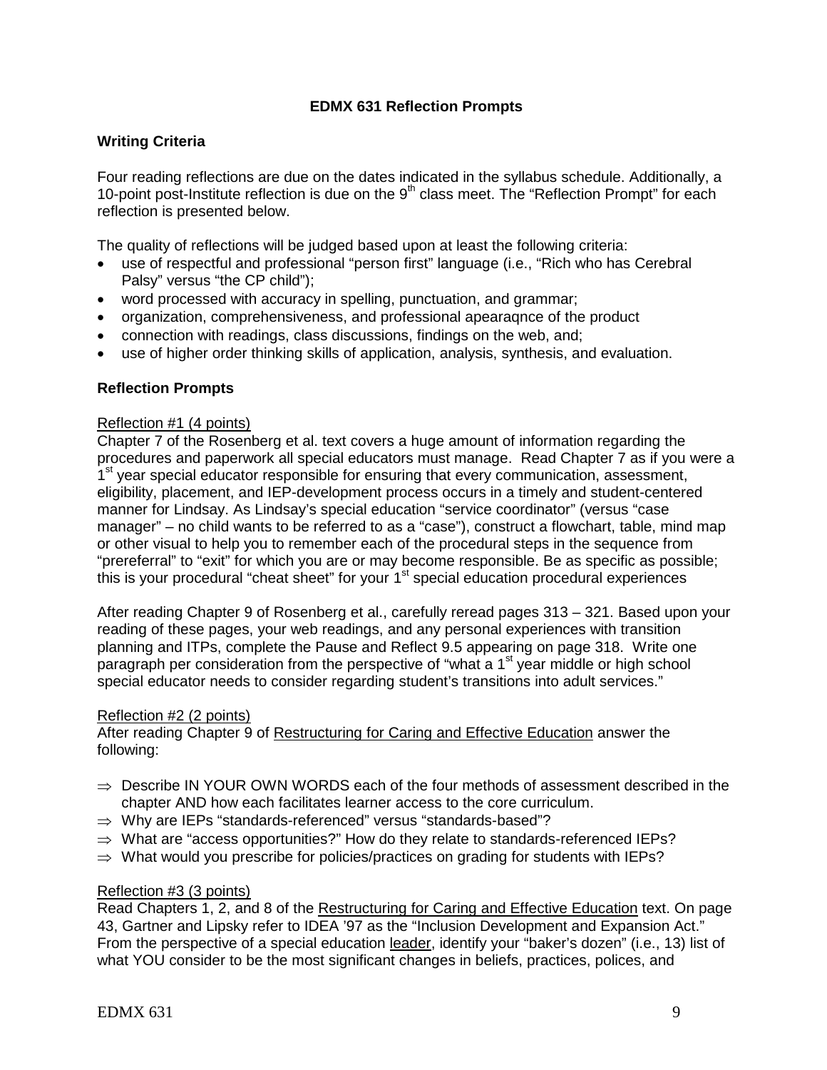**EDMX 631 Reflection Prompts**

## Writing Criteria

Four reading reflections are due on the dates indicated in the syllabus schedule. Additionally, a 10-point post-Institute reflection is due on the 9th class meet. The "Reflection Prompt" for each reflection is presented below.

The quality of reflections will be judged based upon at least the following criteria:

- use of respectful and professional "person first" language (i.e., "Rich who has Cerebral Palsy" versus "the CP child");
- word processed with accuracy in spelling, punctuation, and grammar;
- organization, comprehensiveness, and professional apearaqnce of the product
- connection with readings, class discussions, findings on the web, and;
- use of higher order thinking skills of application, analysis, synthesis, and evaluation.

## Reflection Prompts

<u>Reflection #1 (4 points)</u>

Chapter 7 of the Rosenberg et al. text covers a huge amount of information regarding the procedures and paperwork all special educators must manage. Read Chapter 7 as if you were a 1st year special educator responsible for ensuring that every communication, assessment, eligibility, placement, and IEP-development process occurs in a timely and student-centered manner for Lindsay. As Lindsay's special education "service coordinator" (versus "case manager" – no child wants to be referred to as a "case"), construct a flowchart, table, mind map or other visual to help you to remember each of the procedural steps in the sequence from "prereferral" to "exit" for which you are or may become responsible. Be as specific as possible; this is your procedural "cheat sheet" for your 1st special education procedural experiences

After reading Chapter 9 of Rosenberg et al., carefully reread pages 313 – 321. Based upon your reading of these pages, your web readings, and any personal experiences with transition planning and ITPs, complete the Pause and Reflect 9.5 appearing on page 318. Write one paragraph per consideration from the perspective of "what a 1st year middle or high school special educator needs to consider regarding student's transitions into adult services."

<u>Reflection #2 (2 points)</u>

After reading Chapter 9 of <u>Restructuring for Caring and Effective Education</u> answer the following:

- ⇒ Describe IN YOUR OWN WORDS each of the four methods of assessment described in the chapter AND how each facilitates learner access to the core curriculum.
- ⇒ Why are IEPs "standards-referenced" versus "standards-based"?
- ⇒ What are "access opportunities?" How do they relate to standards-referenced IEPs?
- ⇒ What would you prescribe for policies/practices on grading for students with IEPs?

<u>Reflection #3 (3 points)</u>

Read Chapters 1, 2, and 8 of the <u>Restructuring for Caring and Effective Education</u> text. On page 43, Gartner and Lipsky refer to IDEA '97 as the "Inclusion Development and Expansion Act." From the perspective of a special education <u>leader</u>, identify your "baker's dozen" (i.e., 13) list of what YOU consider to be the most significant changes in beliefs, practices, polices, and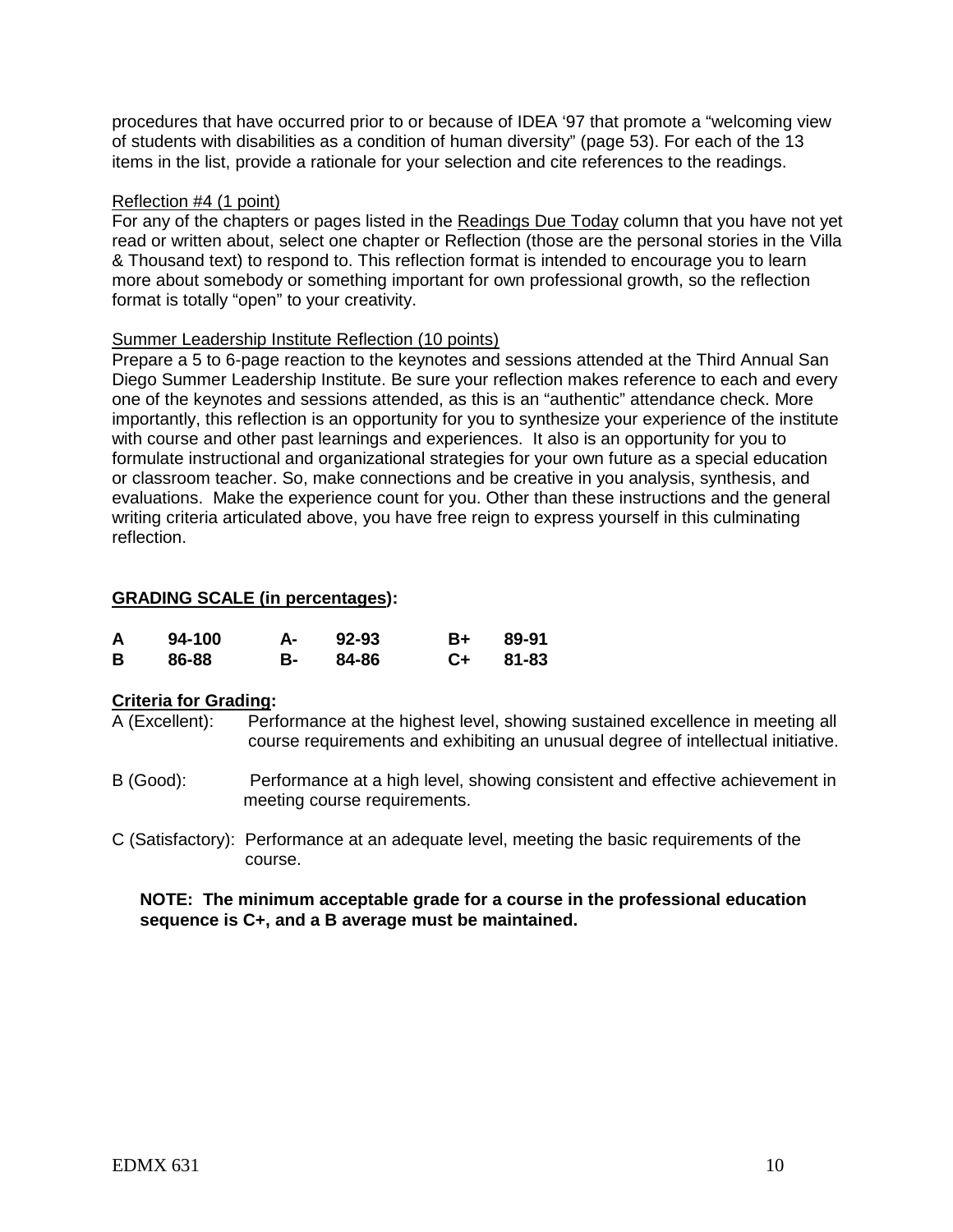procedures that have occurred prior to or because of IDEA '97 that promote a "welcoming view of students with disabilities as a condition of human diversity" (page 53). For each of the 13 items in the list, provide a rationale for your selection and cite references to the readings.

<u>Reflection #4 (1 point)</u>
For any of the chapters or pages listed in the <u>Readings Due Today</u> column that you have not yet read or written about, select one chapter or Reflection (those are the personal stories in the Villa & Thousand text) to respond to. This reflection format is intended to encourage you to learn more about somebody or something important for own professional growth, so the reflection format is totally "open" to your creativity.

<u>Summer Leadership Institute Reflection (10 points)</u>
Prepare a 5 to 6-page reaction to the keynotes and sessions attended at the Third Annual San Diego Summer Leadership Institute. Be sure your reflection makes reference to each and every one of the keynotes and sessions attended, as this is an "authentic" attendance check. More importantly, this reflection is an opportunity for you to synthesize your experience of the institute with course and other past learnings and experiences. It also is an opportunity for you to formulate instructional and organizational strategies for your own future as a special education or classroom teacher. So, make connections and be creative in you analysis, synthesis, and evaluations. Make the experience count for you. Other than these instructions and the general writing criteria articulated above, you have free reign to express yourself in this culminating reflection.

**<u>GRADING SCALE (in percentages)</u>:**

| **A** | **94-100** | **A-** | **92-93** | **B+** | **89-91** |
|---|---|---|---|---|---|
| **B** | **86-88** | **B-** | **84-86** | **C+** | **81-83** |

**<u>Criteria for Grading</u>:**

A (Excellent): Performance at the highest level, showing sustained excellence in meeting all course requirements and exhibiting an unusual degree of intellectual initiative.

B (Good): Performance at a high level, showing consistent and effective achievement in meeting course requirements.

C (Satisfactory): Performance at an adequate level, meeting the basic requirements of the course.

**NOTE: The minimum acceptable grade for a course in the professional education sequence is C+, and a B average must be maintained.**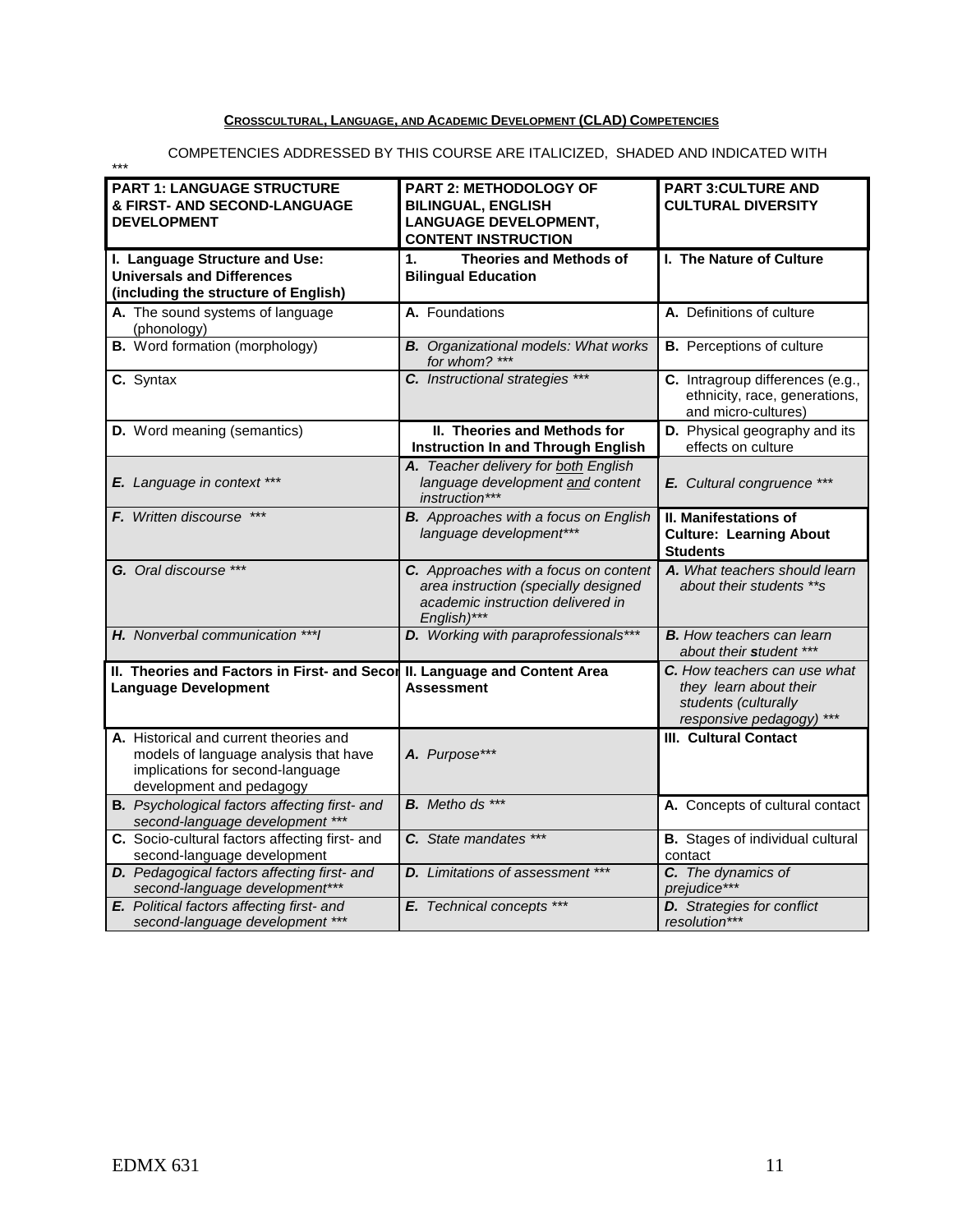**CROSSCULTURAL, LANGUAGE, AND ACADEMIC DEVELOPMENT (CLAD) COMPETENCIES**

COMPETENCIES ADDRESSED BY THIS COURSE ARE ITALICIZED, SHADED AND INDICATED WITH ***

| **PART 1: LANGUAGE STRUCTURE & FIRST- AND SECOND-LANGUAGE DEVELOPMENT** | **PART 2: METHODOLOGY OF BILINGUAL, ENGLISH LANGUAGE DEVELOPMENT, CONTENT INSTRUCTION** | **PART 3:CULTURE AND CULTURAL DIVERSITY** |
|---|---|---|
| **I. Language Structure and Use: Universals and Differences (including the structure of English)** | **1. Theories and Methods of Bilingual Education** | **I. The Nature of Culture** |
| **A.** The sound systems of language (phonology) | **A.** Foundations | **A.** Definitions of culture |
| **B.** Word formation (morphology) | ***B.** Organizational models: What works for whom? **** | **B.** Perceptions of culture |
| **C.** Syntax | ***C.** Instructional strategies **** | **C.** Intragroup differences (e.g., ethnicity, race, generations, and micro-cultures) |
| **D.** Word meaning (semantics) | **II. Theories and Methods for Instruction In and Through English** | **D.** Physical geography and its effects on culture |
| ***E.** Language in context **** | ***A.** Teacher delivery for both English language development and content instruction**** | ***E.** Cultural congruence **** |
| ***F.** Written discourse **** | ***B.** Approaches with a focus on English language development**** | **II. Manifestations of Culture: Learning About Students** |
| ***G.** Oral discourse **** | ***C.** Approaches with a focus on content area instruction (specially designed academic instruction delivered in English)**** | ***A.** What teachers should learn about their students **s* |
| ***H.** Nonverbal communication ***I* | ***D.** Working with paraprofessionals**** | ***B.** How teachers can learn about their student **** |
| **II. Theories and Factors in First- and Second-Language Development** | **II. Language and Content Area Assessment** | ***C.** How teachers can use what they learn about their students (culturally responsive pedagogy) **** |
| **A.** Historical and current theories and models of language analysis that have implications for second-language development and pedagogy | ***A.** Purpose**** | **III. Cultural Contact** |
| ***B.** Psychological factors affecting first- and second-language development **** | ***B.** Metho ds **** | **A.** Concepts of cultural contact |
| **C.** Socio-cultural factors affecting first- and second-language development | ***C.** State mandates **** | **B.** Stages of individual cultural contact |
| ***D.** Pedagogical factors affecting first- and second-language development**** | ***D.** Limitations of assessment **** | ***C.** The dynamics of prejudice**** |
| ***E.** Political factors affecting first- and second-language development **** | ***E.** Technical concepts **** | ***D.** Strategies for conflict resolution**** |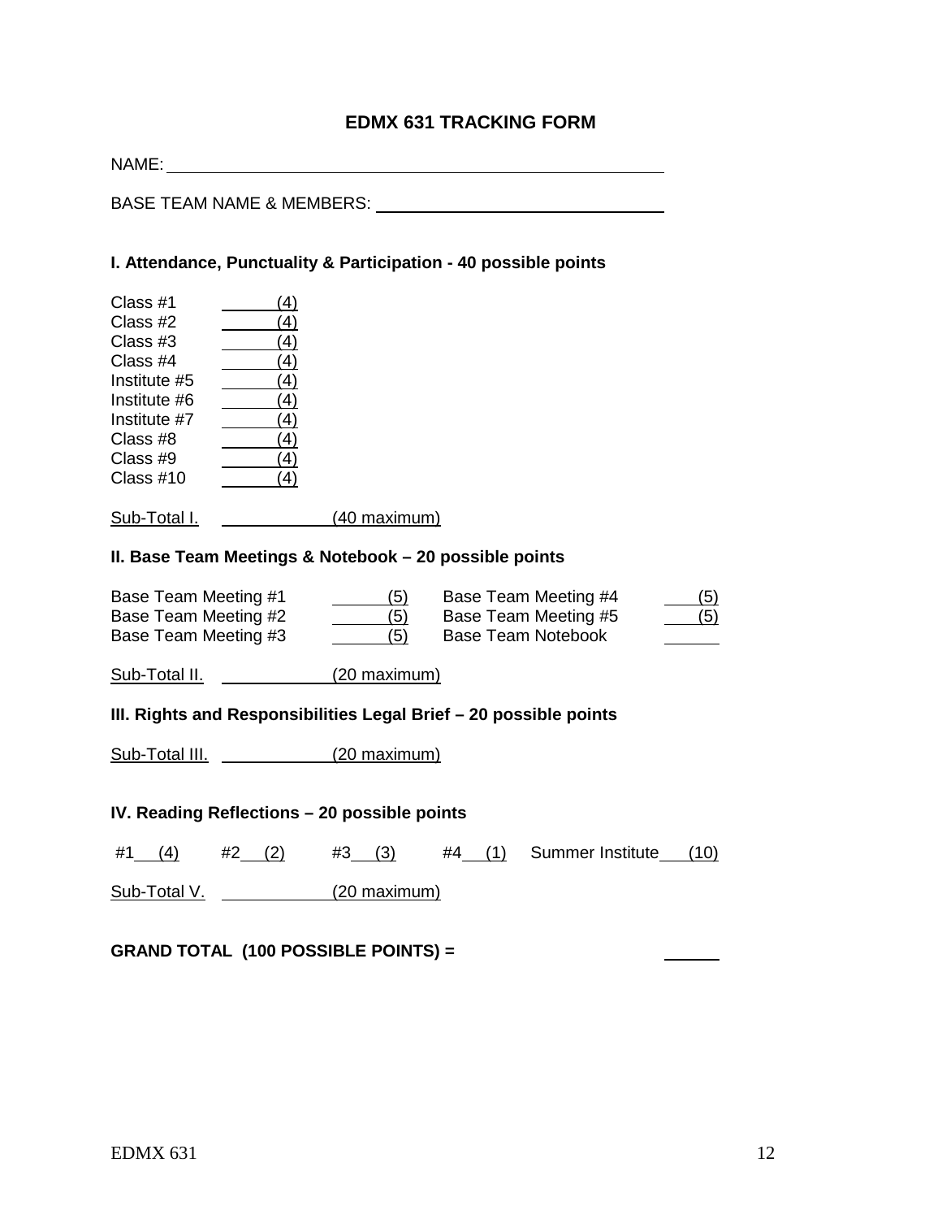# EDMX 631 TRACKING FORM

NAME: ______________________________________________

BASE TEAM NAME & MEMBERS: __________________________

**I. Attendance, Punctuality & Participation - 40 possible points**

| | |
|---|---|
| Class #1 | ______(4) |
| Class #2 | ______(4) |
| Class #3 | ______(4) |
| Class #4 | ______(4) |
| Institute #5 | ______(4) |
| Institute #6 | ______(4) |
| Institute #7 | ______(4) |
| Class #8 | ______(4) |
| Class #9 | ______(4) |
| Class #10 | ______(4) |

Sub-Total I. ____________(40 maximum)

**II. Base Team Meetings & Notebook – 20 possible points**

| | | | |
|---|---|---|---|
| Base Team Meeting #1 | ______(5) | Base Team Meeting #4 | ____(5) |
| Base Team Meeting #2 | ______(5) | Base Team Meeting #5 | ____(5) |
| Base Team Meeting #3 | ______(5) | Base Team Notebook | ______ |

Sub-Total II. ____________(20 maximum)

**III. Rights and Responsibilities Legal Brief – 20 possible points**

Sub-Total III. ____________(20 maximum)

**IV. Reading Reflections – 20 possible points**

#1___(4) #2___(2) #3___(3) #4___(1) Summer Institute___(10)

Sub-Total V. ____________(20 maximum)

**GRAND TOTAL (100 POSSIBLE POINTS) =** ______